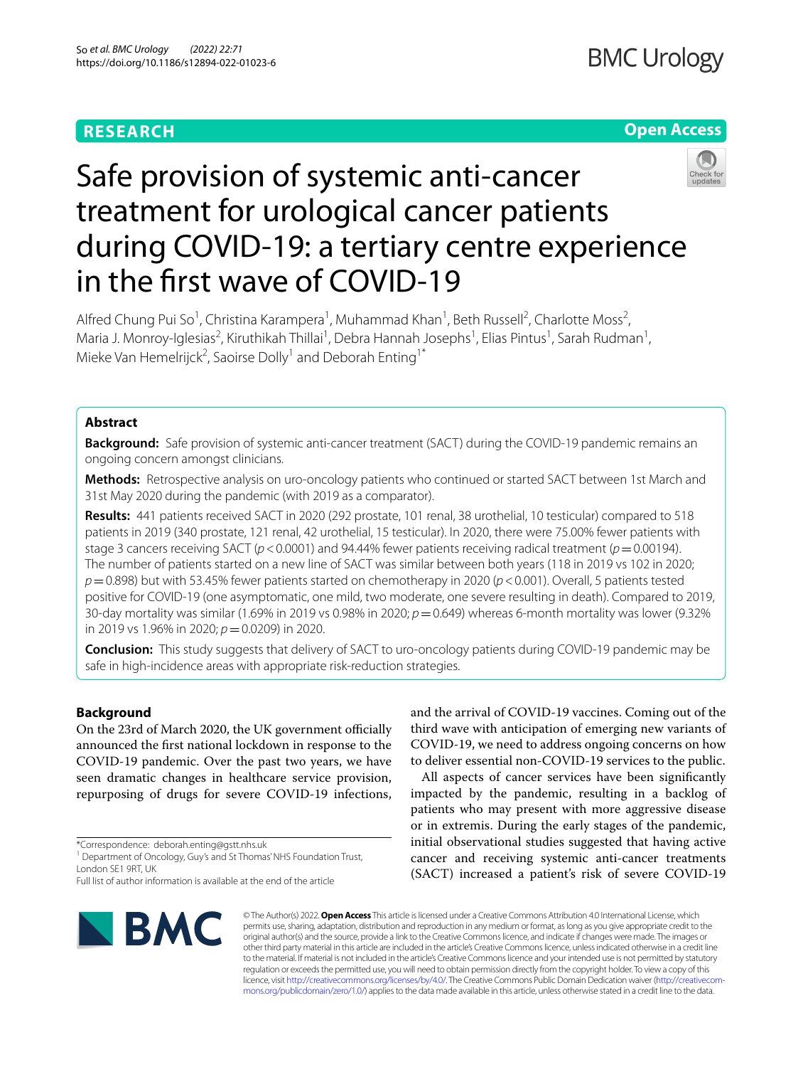RESEARCH

Open Access

# Safe provision of systemic anti-cancer treatment for urological cancer patients during COVID-19: a tertiary centre experience in the first wave of COVID-19

Alfred Chung Pui So[1], Christina Karampera[1], Muhammad Khan[1], Beth Russell[2], Charlotte Moss[2], Maria J. Monroy-Iglesias[2], Kiruthikah Thillai[1], Debra Hannah Josephs[1], Elias Pintus[1], Sarah Rudman[1], Mieke Van Hemelrijck[2], Saoirse Dolly[1] and Deborah Enting[1*]

## Abstract

**Background:** Safe provision of systemic anti-cancer treatment (SACT) during the COVID-19 pandemic remains an ongoing concern amongst clinicians.

**Methods:** Retrospective analysis on uro-oncology patients who continued or started SACT between 1st March and 31st May 2020 during the pandemic (with 2019 as a comparator).

**Results:** 441 patients received SACT in 2020 (292 prostate, 101 renal, 38 urothelial, 10 testicular) compared to 518 patients in 2019 (340 prostate, 121 renal, 42 urothelial, 15 testicular). In 2020, there were 75.00% fewer patients with stage 3 cancers receiving SACT ($p < 0.0001$) and 94.44% fewer patients receiving radical treatment ($p = 0.00194$). The number of patients started on a new line of SACT was similar between both years (118 in 2019 vs 102 in 2020; $p = 0.898$) but with 53.45% fewer patients started on chemotherapy in 2020 ($p < 0.001$). Overall, 5 patients tested positive for COVID-19 (one asymptomatic, one mild, two moderate, one severe resulting in death). Compared to 2019, 30-day mortality was similar (1.69% in 2019 vs 0.98% in 2020; $p = 0.649$) whereas 6-month mortality was lower (9.32% in 2019 vs 1.96% in 2020; $p = 0.0209$) in 2020.

**Conclusion:** This study suggests that delivery of SACT to uro-oncology patients during COVID-19 pandemic may be safe in high-incidence areas with appropriate risk-reduction strategies.

## Background

On the 23rd of March 2020, the UK government officially announced the first national lockdown in response to the COVID-19 pandemic. Over the past two years, we have seen dramatic changes in healthcare service provision, repurposing of drugs for severe COVID-19 infections, and the arrival of COVID-19 vaccines. Coming out of the third wave with anticipation of emerging new variants of COVID-19, we need to address ongoing concerns on how to deliver essential non-COVID-19 services to the public.

All aspects of cancer services have been significantly impacted by the pandemic, resulting in a backlog of patients who may present with more aggressive disease or in extremis. During the early stages of the pandemic, initial observational studies suggested that having active cancer and receiving systemic anti-cancer treatments (SACT) increased a patient's risk of severe COVID-19

*Correspondence: deborah.enting@gstt.nhs.uk
[1] Department of Oncology, Guy's and St Thomas' NHS Foundation Trust, London SE1 9RT, UK
Full list of author information is available at the end of the article

© The Author(s) 2022. **Open Access** This article is licensed under a Creative Commons Attribution 4.0 International License, which permits use, sharing, adaptation, distribution and reproduction in any medium or format, as long as you give appropriate credit to the original author(s) and the source, provide a link to the Creative Commons licence, and indicate if changes were made. The images or other third party material in this article are included in the article's Creative Commons licence, unless indicated otherwise in a credit line to the material. If material is not included in the article's Creative Commons licence and your intended use is not permitted by statutory regulation or exceeds the permitted use, you will need to obtain permission directly from the copyright holder. To view a copy of this licence, visit http://creativecommons.org/licenses/by/4.0/. The Creative Commons Public Domain Dedication waiver (http://creativecommons.org/publicdomain/zero/1.0/) applies to the data made available in this article, unless otherwise stated in a credit line to the data.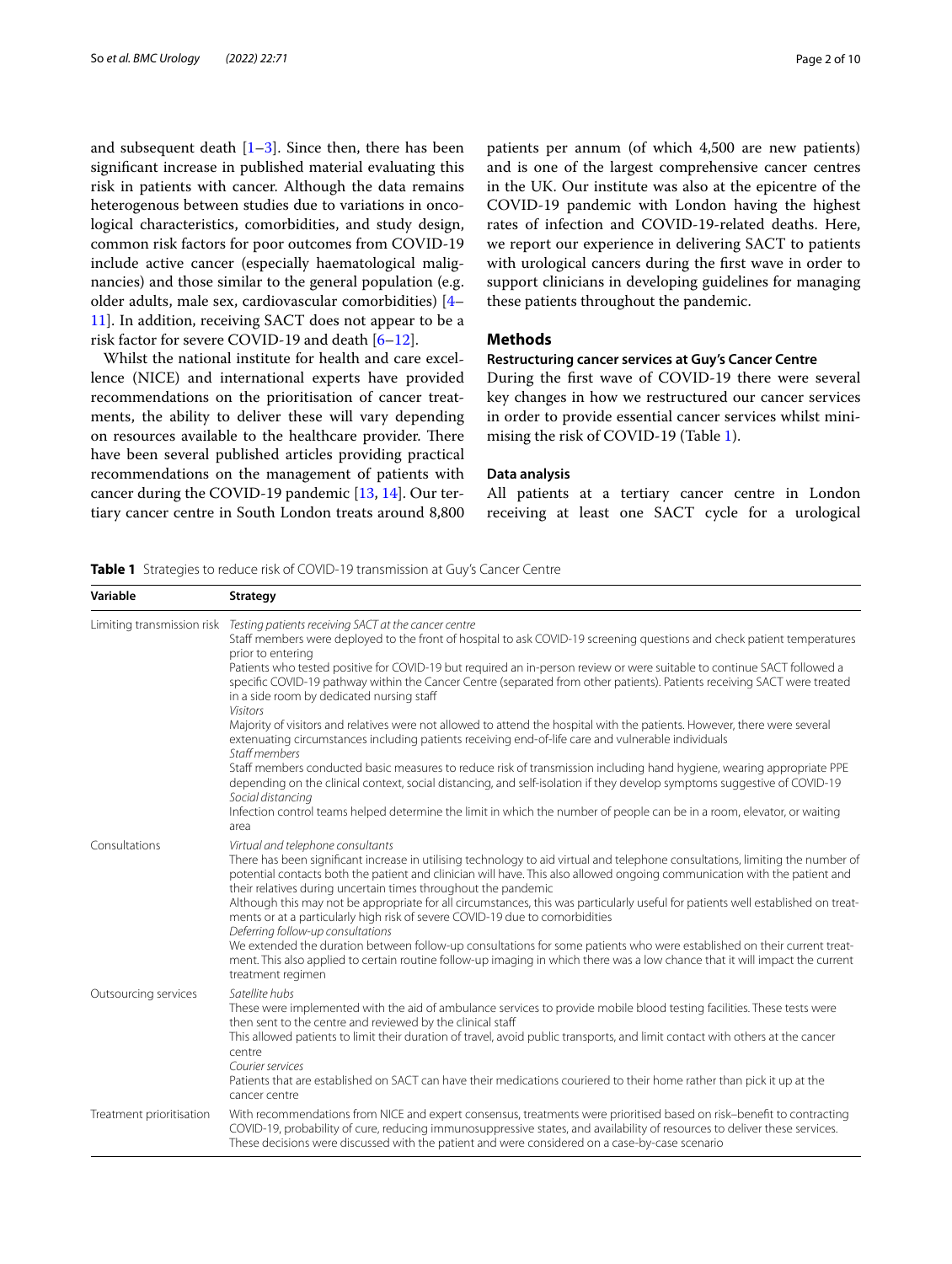and subsequent death [1–3]. Since then, there has been significant increase in published material evaluating this risk in patients with cancer. Although the data remains heterogenous between studies due to variations in oncological characteristics, comorbidities, and study design, common risk factors for poor outcomes from COVID-19 include active cancer (especially haematological malignancies) and those similar to the general population (e.g. older adults, male sex, cardiovascular comorbidities) [4–11]. In addition, receiving SACT does not appear to be a risk factor for severe COVID-19 and death [6–12].

Whilst the national institute for health and care excellence (NICE) and international experts have provided recommendations on the prioritisation of cancer treatments, the ability to deliver these will vary depending on resources available to the healthcare provider. There have been several published articles providing practical recommendations on the management of patients with cancer during the COVID-19 pandemic [13, 14]. Our tertiary cancer centre in South London treats around 8,800 patients per annum (of which 4,500 are new patients) and is one of the largest comprehensive cancer centres in the UK. Our institute was also at the epicentre of the COVID-19 pandemic with London having the highest rates of infection and COVID-19-related deaths. Here, we report our experience in delivering SACT to patients with urological cancers during the first wave in order to support clinicians in developing guidelines for managing these patients throughout the pandemic.

## Methods

### Restructuring cancer services at Guy's Cancer Centre

During the first wave of COVID-19 there were several key changes in how we restructured our cancer services in order to provide essential cancer services whilst minimising the risk of COVID-19 (Table 1).

### Data analysis

All patients at a tertiary cancer centre in London receiving at least one SACT cycle for a urological

**Table 1** Strategies to reduce risk of COVID-19 transmission at Guy's Cancer Centre

| Variable | Strategy |
|---|---|
| Limiting transmission risk | *Testing patients receiving SACT at the cancer centre*<br>Staff members were deployed to the front of hospital to ask COVID-19 screening questions and check patient temperatures prior to entering<br>Patients who tested positive for COVID-19 but required an in-person review or were suitable to continue SACT followed a specific COVID-19 pathway within the Cancer Centre (separated from other patients). Patients receiving SACT were treated in a side room by dedicated nursing staff<br>*Visitors*<br>Majority of visitors and relatives were not allowed to attend the hospital with the patients. However, there were several extenuating circumstances including patients receiving end-of-life care and vulnerable individuals<br>*Staff members*<br>Staff members conducted basic measures to reduce risk of transmission including hand hygiene, wearing appropriate PPE depending on the clinical context, social distancing, and self-isolation if they develop symptoms suggestive of COVID-19<br>*Social distancing*<br>Infection control teams helped determine the limit in which the number of people can be in a room, elevator, or waiting area |
| Consultations | *Virtual and telephone consultants*<br>There has been significant increase in utilising technology to aid virtual and telephone consultations, limiting the number of potential contacts both the patient and clinician will have. This also allowed ongoing communication with the patient and their relatives during uncertain times throughout the pandemic<br>Although this may not be appropriate for all circumstances, this was particularly useful for patients well established on treatments or at a particularly high risk of severe COVID-19 due to comorbidities<br>*Deferring follow-up consultations*<br>We extended the duration between follow-up consultations for some patients who were established on their current treatment. This also applied to certain routine follow-up imaging in which there was a low chance that it will impact the current treatment regimen |
| Outsourcing services | *Satellite hubs*<br>These were implemented with the aid of ambulance services to provide mobile blood testing facilities. These tests were then sent to the centre and reviewed by the clinical staff<br>This allowed patients to limit their duration of travel, avoid public transports, and limit contact with others at the cancer centre<br>*Courier services*<br>Patients that are established on SACT can have their medications couriered to their home rather than pick it up at the cancer centre |
| Treatment prioritisation | With recommendations from NICE and expert consensus, treatments were prioritised based on risk–benefit to contracting COVID-19, probability of cure, reducing immunosuppressive states, and availability of resources to deliver these services. These decisions were discussed with the patient and were considered on a case-by-case scenario |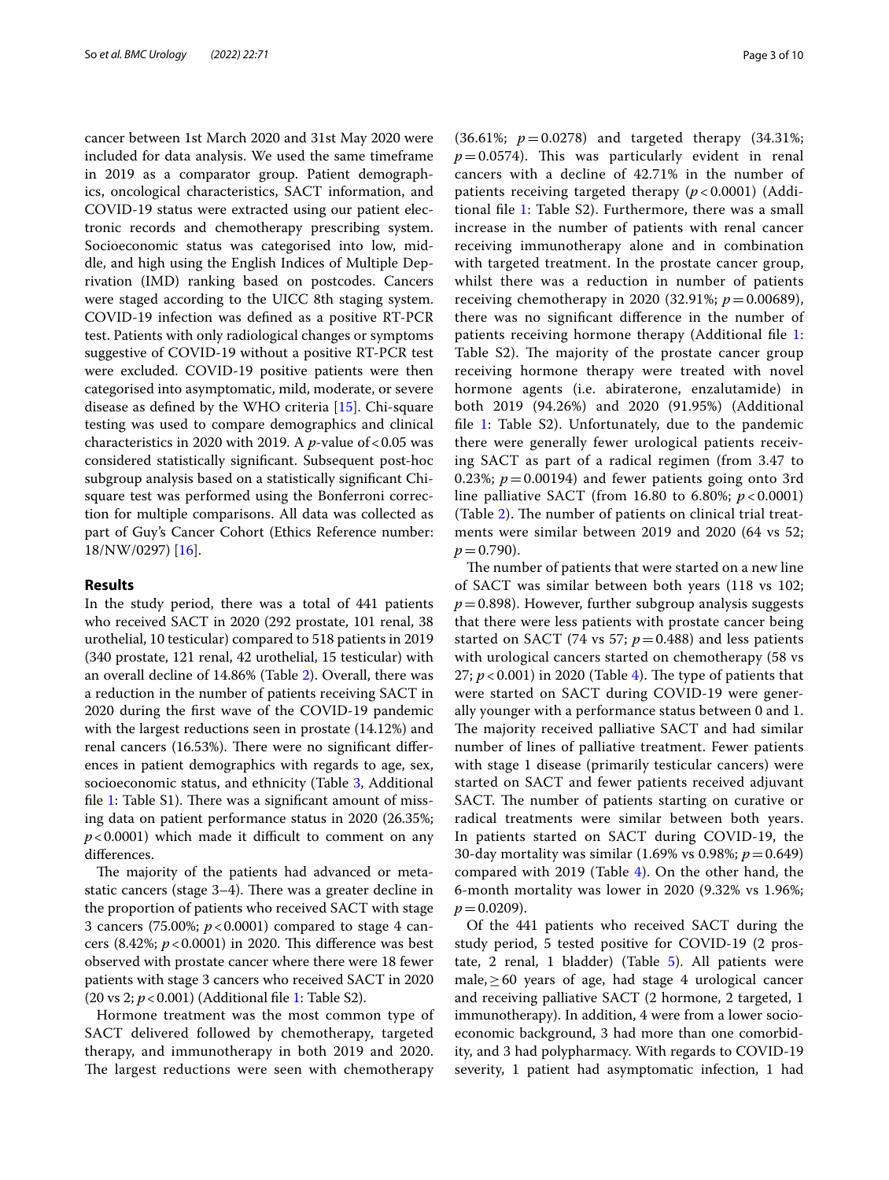cancer between 1st March 2020 and 31st May 2020 were included for data analysis. We used the same timeframe in 2019 as a comparator group. Patient demographics, oncological characteristics, SACT information, and COVID-19 status were extracted using our patient electronic records and chemotherapy prescribing system. Socioeconomic status was categorised into low, middle, and high using the English Indices of Multiple Deprivation (IMD) ranking based on postcodes. Cancers were staged according to the UICC 8th staging system. COVID-19 infection was defined as a positive RT-PCR test. Patients with only radiological changes or symptoms suggestive of COVID-19 without a positive RT-PCR test were excluded. COVID-19 positive patients were then categorised into asymptomatic, mild, moderate, or severe disease as defined by the WHO criteria [15]. Chi-square testing was used to compare demographics and clinical characteristics in 2020 with 2019. A $p$-value of $<0.05$ was considered statistically significant. Subsequent post-hoc subgroup analysis based on a statistically significant Chi-square test was performed using the Bonferroni correction for multiple comparisons. All data was collected as part of Guy's Cancer Cohort (Ethics Reference number: 18/NW/0297) [16].

## Results

In the study period, there was a total of 441 patients who received SACT in 2020 (292 prostate, 101 renal, 38 urothelial, 10 testicular) compared to 518 patients in 2019 (340 prostate, 121 renal, 42 urothelial, 15 testicular) with an overall decline of 14.86% (Table 2). Overall, there was a reduction in the number of patients receiving SACT in 2020 during the first wave of the COVID-19 pandemic with the largest reductions seen in prostate (14.12%) and renal cancers (16.53%). There were no significant differences in patient demographics with regards to age, sex, socioeconomic status, and ethnicity (Table 3, Additional file 1: Table S1). There was a significant amount of missing data on patient performance status in 2020 (26.35%; $p<0.0001$) which made it difficult to comment on any differences.

The majority of the patients had advanced or metastatic cancers (stage 3–4). There was a greater decline in the proportion of patients who received SACT with stage 3 cancers (75.00%; $p<0.0001$) compared to stage 4 cancers (8.42%; $p<0.0001$) in 2020. This difference was best observed with prostate cancer where there were 18 fewer patients with stage 3 cancers who received SACT in 2020 (20 vs 2; $p<0.001$) (Additional file 1: Table S2).

Hormone treatment was the most common type of SACT delivered followed by chemotherapy, targeted therapy, and immunotherapy in both 2019 and 2020. The largest reductions were seen with chemotherapy (36.61%; $p=0.0278$) and targeted therapy (34.31%; $p=0.0574$). This was particularly evident in renal cancers with a decline of 42.71% in the number of patients receiving targeted therapy ($p<0.0001$) (Additional file 1: Table S2). Furthermore, there was a small increase in the number of patients with renal cancer receiving immunotherapy alone and in combination with targeted treatment. In the prostate cancer group, whilst there was a reduction in number of patients receiving chemotherapy in 2020 (32.91%; $p=0.00689$), there was no significant difference in the number of patients receiving hormone therapy (Additional file 1: Table S2). The majority of the prostate cancer group receiving hormone therapy were treated with novel hormone agents (i.e. abiraterone, enzalutamide) in both 2019 (94.26%) and 2020 (91.95%) (Additional file 1: Table S2). Unfortunately, due to the pandemic there were generally fewer urological patients receiving SACT as part of a radical regimen (from 3.47 to 0.23%; $p=0.00194$) and fewer patients going onto 3rd line palliative SACT (from 16.80 to 6.80%; $p<0.0001$) (Table 2). The number of patients on clinical trial treatments were similar between 2019 and 2020 (64 vs 52; $p=0.790$).

The number of patients that were started on a new line of SACT was similar between both years (118 vs 102; $p=0.898$). However, further subgroup analysis suggests that there were less patients with prostate cancer being started on SACT (74 vs 57; $p=0.488$) and less patients with urological cancers started on chemotherapy (58 vs 27; $p<0.001$) in 2020 (Table 4). The type of patients that were started on SACT during COVID-19 were generally younger with a performance status between 0 and 1. The majority received palliative SACT and had similar number of lines of palliative treatment. Fewer patients with stage 1 disease (primarily testicular cancers) were started on SACT and fewer patients received adjuvant SACT. The number of patients starting on curative or radical treatments were similar between both years. In patients started on SACT during COVID-19, the 30-day mortality was similar (1.69% vs 0.98%; $p=0.649$) compared with 2019 (Table 4). On the other hand, the 6-month mortality was lower in 2020 (9.32% vs 1.96%; $p=0.0209$).

Of the 441 patients who received SACT during the study period, 5 tested positive for COVID-19 (2 prostate, 2 renal, 1 bladder) (Table 5). All patients were male, $\geq 60$ years of age, had stage 4 urological cancer and receiving palliative SACT (2 hormone, 2 targeted, 1 immunotherapy). In addition, 4 were from a lower socioeconomic background, 3 had more than one comorbidity, and 3 had polypharmacy. With regards to COVID-19 severity, 1 patient had asymptomatic infection, 1 had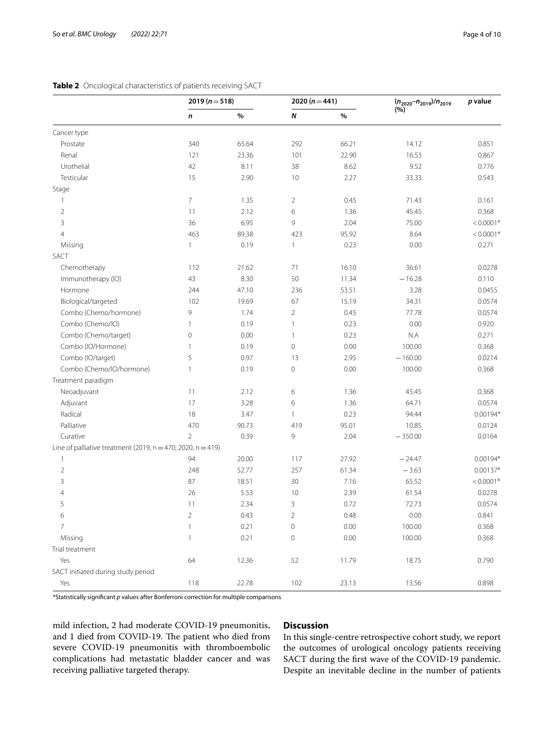**Table 2** Oncological characteristics of patients receiving SACT

| | 2019 ($n = 518$) | | 2020 ($n = 441$) | | $(n_{2020}-n_{2019})/n_{2019}$ (%) | *p* value |
|---|---|---|---|---|---|---|
| | *n* | % | *N* | % | | |
| Cancer type | | | | | | |
| Prostate | 340 | 65.64 | 292 | 66.21 | 14.12 | 0.851 |
| Renal | 121 | 23.36 | 101 | 22.90 | 16.53 | 0.867 |
| Urothelial | 42 | 8.11 | 38 | 8.62 | 9.52 | 0.776 |
| Testicular | 15 | 2.90 | 10 | 2.27 | 33.33 | 0.543 |
| Stage | | | | | | |
| 1 | 7 | 1.35 | 2 | 0.45 | 71.43 | 0.161 |
| 2 | 11 | 2.12 | 6 | 1.36 | 45.45 | 0.368 |
| 3 | 36 | 6.95 | 9 | 2.04 | 75.00 | < 0.0001* |
| 4 | 463 | 89.38 | 423 | 95.92 | 8.64 | < 0.0001* |
| Missing | 1 | 0.19 | 1 | 0.23 | 0.00 | 0.271 |
| SACT | | | | | | |
| Chemotherapy | 112 | 21.62 | 71 | 16.10 | 36.61 | 0.0278 |
| Immunotherapy (IO) | 43 | 8.30 | 50 | 11.34 | −16.28 | 0.110 |
| Hormone | 244 | 47.10 | 236 | 53.51 | 3.28 | 0.0455 |
| Biological/targeted | 102 | 19.69 | 67 | 15.19 | 34.31 | 0.0574 |
| Combo (Chemo/hormone) | 9 | 1.74 | 2 | 0.45 | 77.78 | 0.0574 |
| Combo (Chemo/IO) | 1 | 0.19 | 1 | 0.23 | 0.00 | 0.920 |
| Combo (Chemo/target) | 0 | 0.00 | 1 | 0.23 | N.A | 0.271 |
| Combo (IO/Hormone) | 1 | 0.19 | 0 | 0.00 | 100.00 | 0.368 |
| Combo (IO/target) | 5 | 0.97 | 13 | 2.95 | −160.00 | 0.0214 |
| Combo (Chemo/IO/hormone) | 1 | 0.19 | 0 | 0.00 | 100.00 | 0.368 |
| Treatment paradigm | | | | | | |
| Neoadjuvant | 11 | 2.12 | 6 | 1.36 | 45.45 | 0.368 |
| Adjuvant | 17 | 3.28 | 6 | 1.36 | 64.71 | 0.0574 |
| Radical | 18 | 3.47 | 1 | 0.23 | 94.44 | 0.00194* |
| Palliative | 470 | 90.73 | 419 | 95.01 | 10.85 | 0.0124 |
| Curative | 2 | 0.39 | 9 | 2.04 | −350.00 | 0.0164 |
| Line of palliative treatment (2019, n = 470; 2020, n = 419) | | | | | | |
| 1 | 94 | 20.00 | 117 | 27.92 | −24.47 | 0.00194* |
| 2 | 248 | 52.77 | 257 | 61.34 | −3.63 | 0.00137* |
| 3 | 87 | 18.51 | 30 | 7.16 | 65.52 | < 0.0001* |
| 4 | 26 | 5.53 | 10 | 2.39 | 61.54 | 0.0278 |
| 5 | 11 | 2.34 | 3 | 0.72 | 72.73 | 0.0574 |
| 6 | 2 | 0.43 | 2 | 0.48 | 0.00 | 0.841 |
| 7 | 1 | 0.21 | 0 | 0.00 | 100.00 | 0.368 |
| Missing | 1 | 0.21 | 0 | 0.00 | 100.00 | 0.368 |
| Trial treatment | | | | | | |
| Yes | 64 | 12.36 | 52 | 11.79 | 18.75 | 0.790 |
| SACT initiated during study period | | | | | | |
| Yes | 118 | 22.78 | 102 | 23.13 | 13.56 | 0.898 |

*Statistically significant *p* values after Bonferroni correction for multiple comparisons

mild infection, 2 had moderate COVID-19 pneumonitis, and 1 died from COVID-19. The patient who died from severe COVID-19 pneumonitis with thromboembolic complications had metastatic bladder cancer and was receiving palliative targeted therapy.

## Discussion

In this single-centre retrospective cohort study, we report the outcomes of urological oncology patients receiving SACT during the first wave of the COVID-19 pandemic. Despite an inevitable decline in the number of patients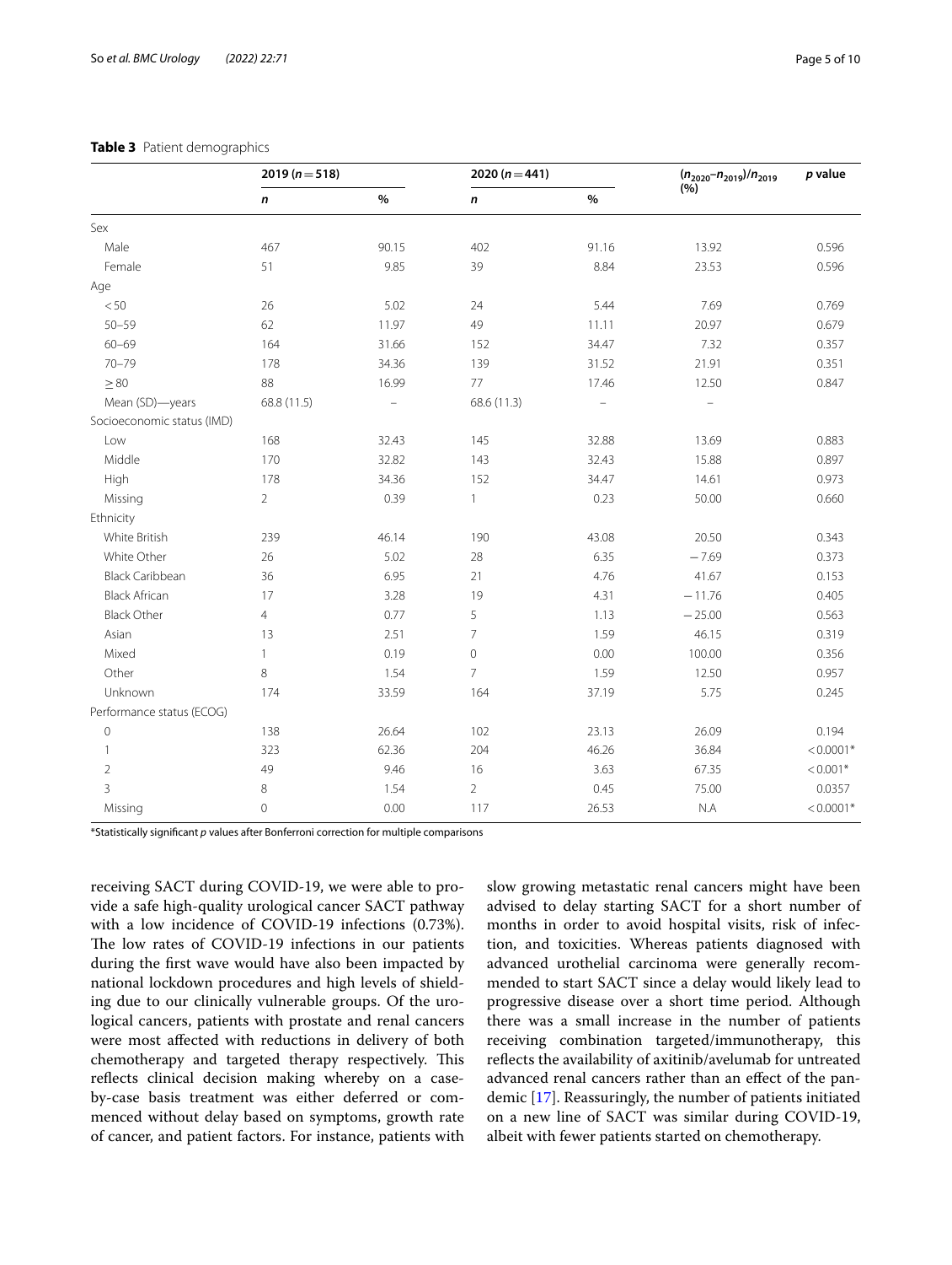**Table 3** Patient demographics

| | 2019 ($n = 518$) | | 2020 ($n = 441$) | | $(n_{2020} - n_{2019})/n_{2019}$ (%) | *p* value |
|---|---|---|---|---|---|---|
| | *n* | % | *n* | % | | |
| Sex | | | | | | |
| Male | 467 | 90.15 | 402 | 91.16 | 13.92 | 0.596 |
| Female | 51 | 9.85 | 39 | 8.84 | 23.53 | 0.596 |
| Age | | | | | | |
| < 50 | 26 | 5.02 | 24 | 5.44 | 7.69 | 0.769 |
| 50–59 | 62 | 11.97 | 49 | 11.11 | 20.97 | 0.679 |
| 60–69 | 164 | 31.66 | 152 | 34.47 | 7.32 | 0.357 |
| 70–79 | 178 | 34.36 | 139 | 31.52 | 21.91 | 0.351 |
| ≥ 80 | 88 | 16.99 | 77 | 17.46 | 12.50 | 0.847 |
| Mean (SD)—years | 68.8 (11.5) | – | 68.6 (11.3) | – | – | |
| Socioeconomic status (IMD) | | | | | | |
| Low | 168 | 32.43 | 145 | 32.88 | 13.69 | 0.883 |
| Middle | 170 | 32.82 | 143 | 32.43 | 15.88 | 0.897 |
| High | 178 | 34.36 | 152 | 34.47 | 14.61 | 0.973 |
| Missing | 2 | 0.39 | 1 | 0.23 | 50.00 | 0.660 |
| Ethnicity | | | | | | |
| White British | 239 | 46.14 | 190 | 43.08 | 20.50 | 0.343 |
| White Other | 26 | 5.02 | 28 | 6.35 | −7.69 | 0.373 |
| Black Caribbean | 36 | 6.95 | 21 | 4.76 | 41.67 | 0.153 |
| Black African | 17 | 3.28 | 19 | 4.31 | −11.76 | 0.405 |
| Black Other | 4 | 0.77 | 5 | 1.13 | −25.00 | 0.563 |
| Asian | 13 | 2.51 | 7 | 1.59 | 46.15 | 0.319 |
| Mixed | 1 | 0.19 | 0 | 0.00 | 100.00 | 0.356 |
| Other | 8 | 1.54 | 7 | 1.59 | 12.50 | 0.957 |
| Unknown | 174 | 33.59 | 164 | 37.19 | 5.75 | 0.245 |
| Performance status (ECOG) | | | | | | |
| 0 | 138 | 26.64 | 102 | 23.13 | 26.09 | 0.194 |
| 1 | 323 | 62.36 | 204 | 46.26 | 36.84 | < 0.0001* |
| 2 | 49 | 9.46 | 16 | 3.63 | 67.35 | < 0.001* |
| 3 | 8 | 1.54 | 2 | 0.45 | 75.00 | 0.0357 |
| Missing | 0 | 0.00 | 117 | 26.53 | N.A | < 0.0001* |

*Statistically significant *p* values after Bonferroni correction for multiple comparisons

receiving SACT during COVID-19, we were able to provide a safe high-quality urological cancer SACT pathway with a low incidence of COVID-19 infections (0.73%). The low rates of COVID-19 infections in our patients during the first wave would have also been impacted by national lockdown procedures and high levels of shielding due to our clinically vulnerable groups. Of the urological cancers, patients with prostate and renal cancers were most affected with reductions in delivery of both chemotherapy and targeted therapy respectively. This reflects clinical decision making whereby on a case-by-case basis treatment was either deferred or commenced without delay based on symptoms, growth rate of cancer, and patient factors. For instance, patients with slow growing metastatic renal cancers might have been advised to delay starting SACT for a short number of months in order to avoid hospital visits, risk of infection, and toxicities. Whereas patients diagnosed with advanced urothelial carcinoma were generally recommended to start SACT since a delay would likely lead to progressive disease over a short time period. Although there was a small increase in the number of patients receiving combination targeted/immunotherapy, this reflects the availability of axitinib/avelumab for untreated advanced renal cancers rather than an effect of the pandemic [17]. Reassuringly, the number of patients initiated on a new line of SACT was similar during COVID-19, albeit with fewer patients started on chemotherapy.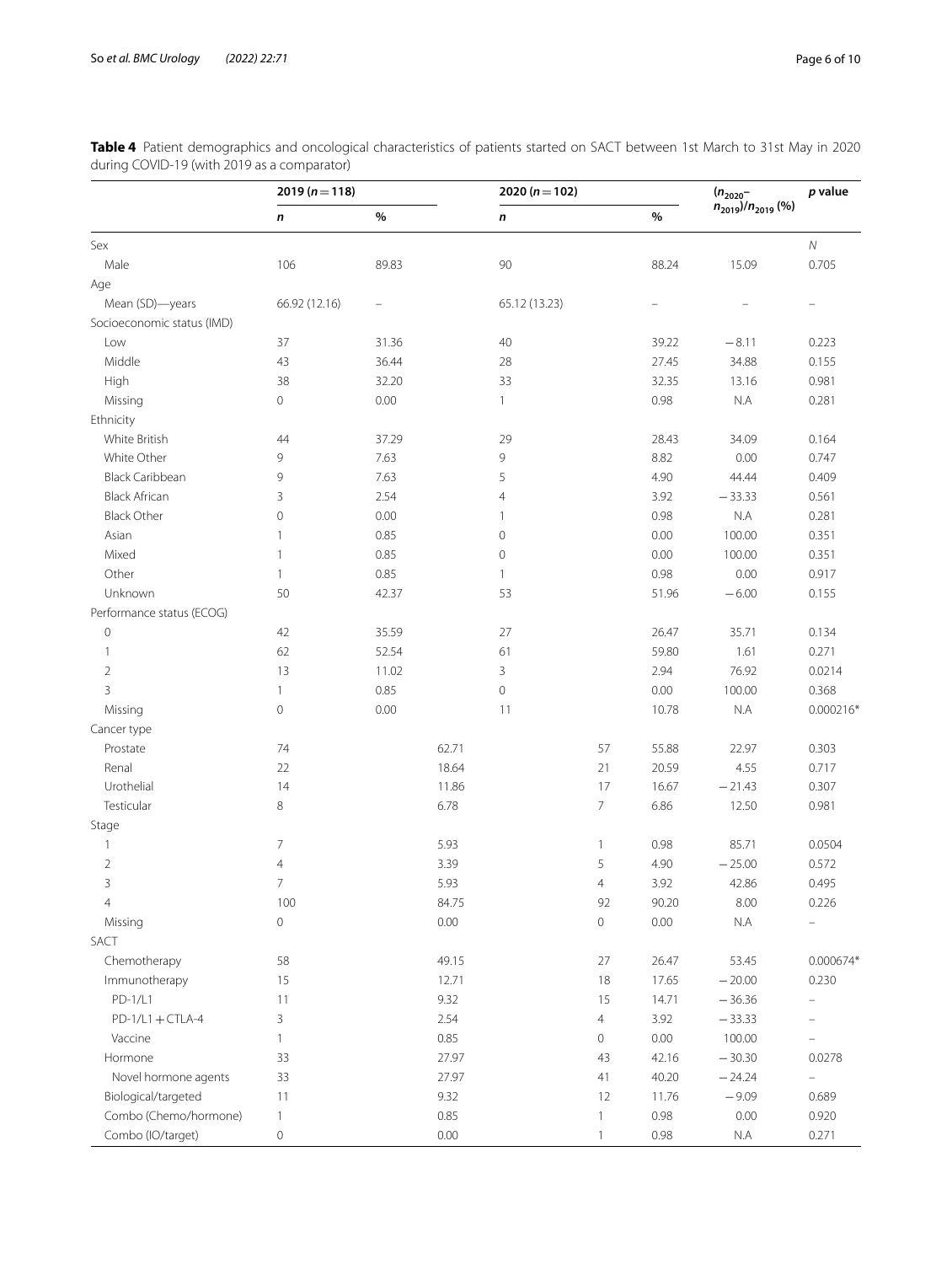**Table 4** Patient demographics and oncological characteristics of patients started on SACT between 1st March to 31st May in 2020 during COVID-19 (with 2019 as a comparator)

| | 2019 ($n = 118$) | | 2020 ($n = 102$) | | $(n_{2020} - n_{2019})/n_{2019}$ (%) | *p* value |
|---|---|---|---|---|---|---|
| | *n* | % | *n* | % | | |
| Sex | | | | | | *N* |
| Male | 106 | 89.83 | 90 | 88.24 | 15.09 | 0.705 |
| Age | | | | | | |
| Mean (SD)—years | 66.92 (12.16) | – | 65.12 (13.23) | – | – | – |
| Socioeconomic status (IMD) | | | | | | |
| Low | 37 | 31.36 | 40 | 39.22 | −8.11 | 0.223 |
| Middle | 43 | 36.44 | 28 | 27.45 | 34.88 | 0.155 |
| High | 38 | 32.20 | 33 | 32.35 | 13.16 | 0.981 |
| Missing | 0 | 0.00 | 1 | 0.98 | N.A | 0.281 |
| Ethnicity | | | | | | |
| White British | 44 | 37.29 | 29 | 28.43 | 34.09 | 0.164 |
| White Other | 9 | 7.63 | 9 | 8.82 | 0.00 | 0.747 |
| Black Caribbean | 9 | 7.63 | 5 | 4.90 | 44.44 | 0.409 |
| Black African | 3 | 2.54 | 4 | 3.92 | −33.33 | 0.561 |
| Black Other | 0 | 0.00 | 1 | 0.98 | N.A | 0.281 |
| Asian | 1 | 0.85 | 0 | 0.00 | 100.00 | 0.351 |
| Mixed | 1 | 0.85 | 0 | 0.00 | 100.00 | 0.351 |
| Other | 1 | 0.85 | 1 | 0.98 | 0.00 | 0.917 |
| Unknown | 50 | 42.37 | 53 | 51.96 | −6.00 | 0.155 |
| Performance status (ECOG) | | | | | | |
| 0 | 42 | 35.59 | 27 | 26.47 | 35.71 | 0.134 |
| 1 | 62 | 52.54 | 61 | 59.80 | 1.61 | 0.271 |
| 2 | 13 | 11.02 | 3 | 2.94 | 76.92 | 0.0214 |
| 3 | 1 | 0.85 | 0 | 0.00 | 100.00 | 0.368 |
| Missing | 0 | 0.00 | 11 | 10.78 | N.A | 0.000216* |
| Cancer type | | | | | | |
| Prostate | 74 | 62.71 | 57 | 55.88 | 22.97 | 0.303 |
| Renal | 22 | 18.64 | 21 | 20.59 | 4.55 | 0.717 |
| Urothelial | 14 | 11.86 | 17 | 16.67 | −21.43 | 0.307 |
| Testicular | 8 | 6.78 | 7 | 6.86 | 12.50 | 0.981 |
| Stage | | | | | | |
| 1 | 7 | 5.93 | 1 | 0.98 | 85.71 | 0.0504 |
| 2 | 4 | 3.39 | 5 | 4.90 | −25.00 | 0.572 |
| 3 | 7 | 5.93 | 4 | 3.92 | 42.86 | 0.495 |
| 4 | 100 | 84.75 | 92 | 90.20 | 8.00 | 0.226 |
| Missing | 0 | 0.00 | 0 | 0.00 | N.A | – |
| SACT | | | | | | |
| Chemotherapy | 58 | 49.15 | 27 | 26.47 | 53.45 | 0.000674* |
| Immunotherapy | 15 | 12.71 | 18 | 17.65 | −20.00 | 0.230 |
| PD-1/L1 | 11 | 9.32 | 15 | 14.71 | −36.36 | – |
| PD-1/L1 + CTLA-4 | 3 | 2.54 | 4 | 3.92 | −33.33 | – |
| Vaccine | 1 | 0.85 | 0 | 0.00 | 100.00 | – |
| Hormone | 33 | 27.97 | 43 | 42.16 | −30.30 | 0.0278 |
| Novel hormone agents | 33 | 27.97 | 41 | 40.20 | −24.24 | – |
| Biological/targeted | 11 | 9.32 | 12 | 11.76 | −9.09 | 0.689 |
| Combo (Chemo/hormone) | 1 | 0.85 | 1 | 0.98 | 0.00 | 0.920 |
| Combo (IO/target) | 0 | 0.00 | 1 | 0.98 | N.A | 0.271 |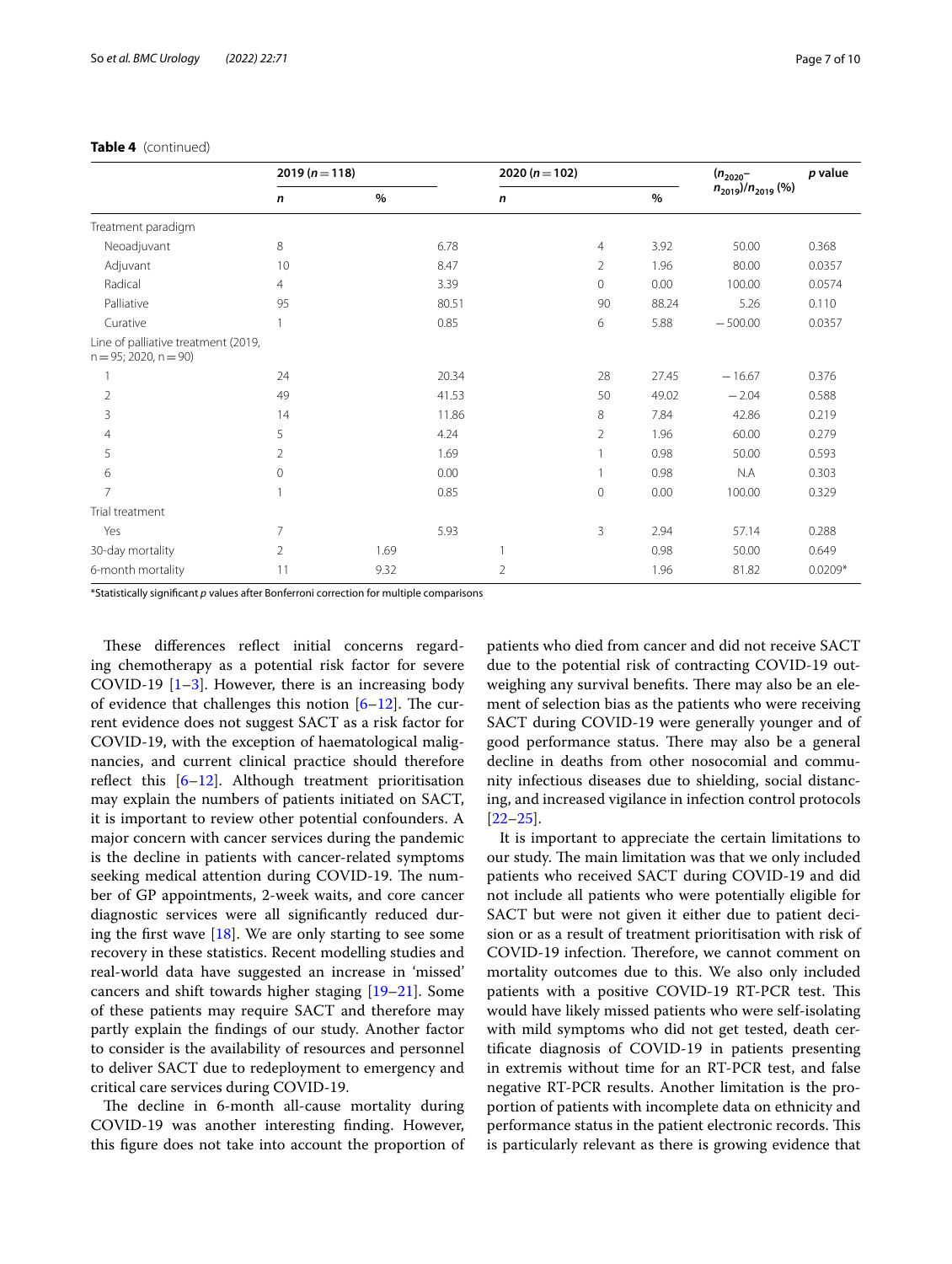**Table 4** (continued)

| | 2019 ($n = 118$) | | 2020 ($n = 102$) | | ($n_{2020}$– $n_{2019}$)/$n_{2019}$ (%) | *p* value |
|---|---|---|---|---|---|---|
| | *n* | % | *n* | % | | |
| Treatment paradigm | | | | | | |
| Neoadjuvant | 8 | 6.78 | 4 | 3.92 | 50.00 | 0.368 |
| Adjuvant | 10 | 8.47 | 2 | 1.96 | 80.00 | 0.0357 |
| Radical | 4 | 3.39 | 0 | 0.00 | 100.00 | 0.0574 |
| Palliative | 95 | 80.51 | 90 | 88.24 | 5.26 | 0.110 |
| Curative | 1 | 0.85 | 6 | 5.88 | −500.00 | 0.0357 |
| Line of palliative treatment (2019, n = 95; 2020, n = 90) | | | | | | |
| 1 | 24 | 20.34 | 28 | 27.45 | −16.67 | 0.376 |
| 2 | 49 | 41.53 | 50 | 49.02 | −2.04 | 0.588 |
| 3 | 14 | 11.86 | 8 | 7.84 | 42.86 | 0.219 |
| 4 | 5 | 4.24 | 2 | 1.96 | 60.00 | 0.279 |
| 5 | 2 | 1.69 | 1 | 0.98 | 50.00 | 0.593 |
| 6 | 0 | 0.00 | 1 | 0.98 | N.A | 0.303 |
| 7 | 1 | 0.85 | 0 | 0.00 | 100.00 | 0.329 |
| Trial treatment | | | | | | |
| Yes | 7 | 5.93 | 3 | 2.94 | 57.14 | 0.288 |
| 30-day mortality | 2 | 1.69 | 1 | 0.98 | 50.00 | 0.649 |
| 6-month mortality | 11 | 9.32 | 2 | 1.96 | 81.82 | 0.0209* |

*Statistically significant *p* values after Bonferroni correction for multiple comparisons

These differences reflect initial concerns regarding chemotherapy as a potential risk factor for severe COVID-19 [1–3]. However, there is an increasing body of evidence that challenges this notion [6–12]. The current evidence does not suggest SACT as a risk factor for COVID-19, with the exception of haematological malignancies, and current clinical practice should therefore reflect this [6–12]. Although treatment prioritisation may explain the numbers of patients initiated on SACT, it is important to review other potential confounders. A major concern with cancer services during the pandemic is the decline in patients with cancer-related symptoms seeking medical attention during COVID-19. The number of GP appointments, 2-week waits, and core cancer diagnostic services were all significantly reduced during the first wave [18]. We are only starting to see some recovery in these statistics. Recent modelling studies and real-world data have suggested an increase in 'missed' cancers and shift towards higher staging [19–21]. Some of these patients may require SACT and therefore may partly explain the findings of our study. Another factor to consider is the availability of resources and personnel to deliver SACT due to redeployment to emergency and critical care services during COVID-19.

The decline in 6-month all-cause mortality during COVID-19 was another interesting finding. However, this figure does not take into account the proportion of patients who died from cancer and did not receive SACT due to the potential risk of contracting COVID-19 outweighing any survival benefits. There may also be an element of selection bias as the patients who were receiving SACT during COVID-19 were generally younger and of good performance status. There may also be a general decline in deaths from other nosocomial and community infectious diseases due to shielding, social distancing, and increased vigilance in infection control protocols [22–25].

It is important to appreciate the certain limitations to our study. The main limitation was that we only included patients who received SACT during COVID-19 and did not include all patients who were potentially eligible for SACT but were not given it either due to patient decision or as a result of treatment prioritisation with risk of COVID-19 infection. Therefore, we cannot comment on mortality outcomes due to this. We also only included patients with a positive COVID-19 RT-PCR test. This would have likely missed patients who were self-isolating with mild symptoms who did not get tested, death certificate diagnosis of COVID-19 in patients presenting in extremis without time for an RT-PCR test, and false negative RT-PCR results. Another limitation is the proportion of patients with incomplete data on ethnicity and performance status in the patient electronic records. This is particularly relevant as there is growing evidence that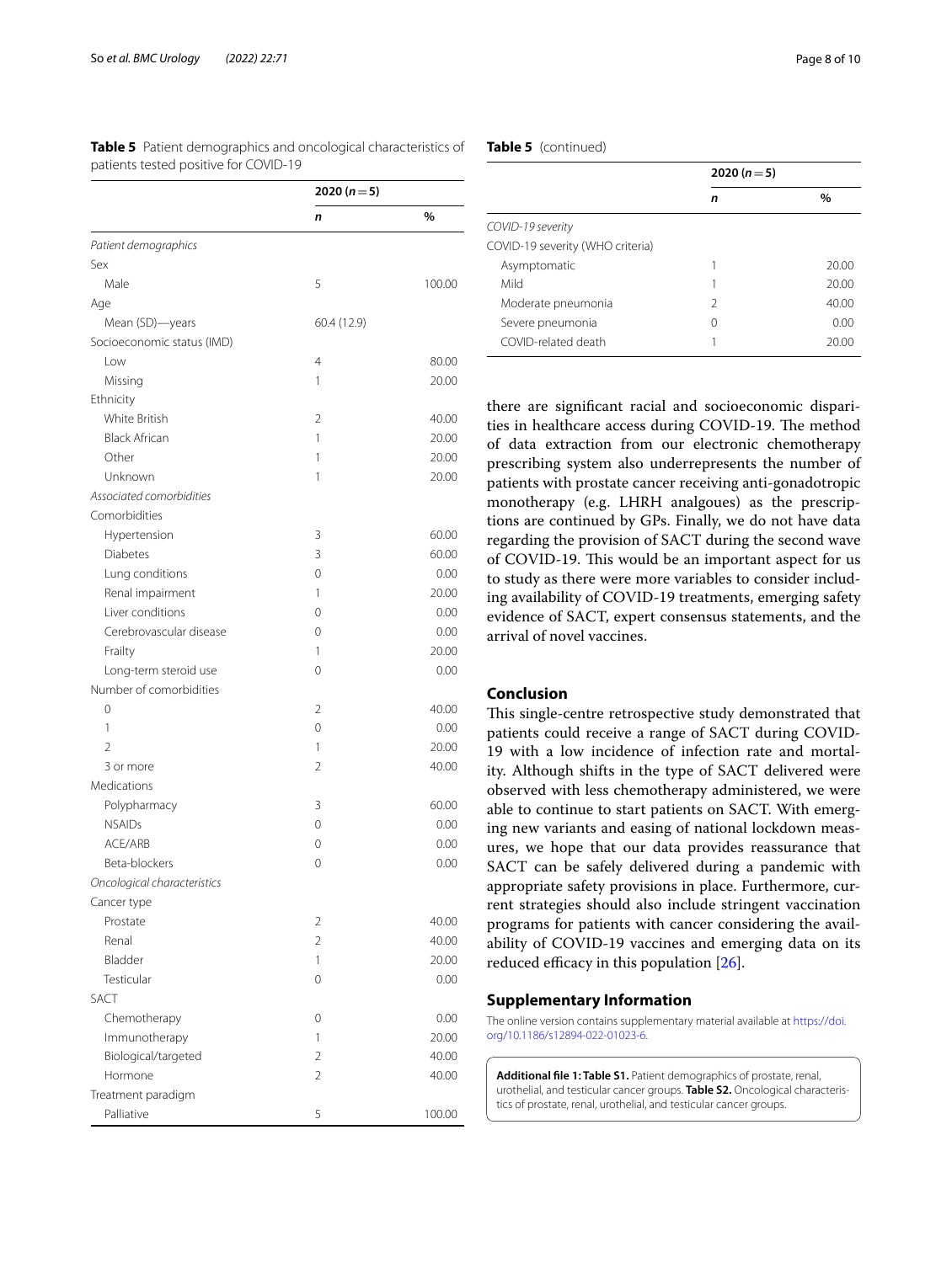**Table 5** Patient demographics and oncological characteristics of patients tested positive for COVID-19

| | 2020 ($n = 5$) | |
|---|---|---|
| | *n* | % |
| *Patient demographics* | | |
| Sex | | |
| Male | 5 | 100.00 |
| Age | | |
| Mean (SD)—years | 60.4 (12.9) | |
| Socioeconomic status (IMD) | | |
| Low | 4 | 80.00 |
| Missing | 1 | 20.00 |
| Ethnicity | | |
| White British | 2 | 40.00 |
| Black African | 1 | 20.00 |
| Other | 1 | 20.00 |
| Unknown | 1 | 20.00 |
| *Associated comorbidities* | | |
| Comorbidities | | |
| Hypertension | 3 | 60.00 |
| Diabetes | 3 | 60.00 |
| Lung conditions | 0 | 0.00 |
| Renal impairment | 1 | 20.00 |
| Liver conditions | 0 | 0.00 |
| Cerebrovascular disease | 0 | 0.00 |
| Frailty | 1 | 20.00 |
| Long-term steroid use | 0 | 0.00 |
| Number of comorbidities | | |
| 0 | 2 | 40.00 |
| 1 | 0 | 0.00 |
| 2 | 1 | 20.00 |
| 3 or more | 2 | 40.00 |
| Medications | | |
| Polypharmacy | 3 | 60.00 |
| NSAIDs | 0 | 0.00 |
| ACE/ARB | 0 | 0.00 |
| Beta-blockers | 0 | 0.00 |
| *Oncological characteristics* | | |
| Cancer type | | |
| Prostate | 2 | 40.00 |
| Renal | 2 | 40.00 |
| Bladder | 1 | 20.00 |
| Testicular | 0 | 0.00 |
| SACT | | |
| Chemotherapy | 0 | 0.00 |
| Immunotherapy | 1 | 20.00 |
| Biological/targeted | 2 | 40.00 |
| Hormone | 2 | 40.00 |
| Treatment paradigm | | |
| Palliative | 5 | 100.00 |
| *COVID-19 severity* | | |
| COVID-19 severity (WHO criteria) | | |
| Asymptomatic | 1 | 20.00 |
| Mild | 1 | 20.00 |
| Moderate pneumonia | 2 | 40.00 |
| Severe pneumonia | 0 | 0.00 |
| COVID-related death | 1 | 20.00 |

there are significant racial and socioeconomic disparities in healthcare access during COVID-19. The method of data extraction from our electronic chemotherapy prescribing system also underrepresents the number of patients with prostate cancer receiving anti-gonadotropic monotherapy (e.g. LHRH analgoues) as the prescriptions are continued by GPs. Finally, we do not have data regarding the provision of SACT during the second wave of COVID-19. This would be an important aspect for us to study as there were more variables to consider including availability of COVID-19 treatments, emerging safety evidence of SACT, expert consensus statements, and the arrival of novel vaccines.

## Conclusion

This single-centre retrospective study demonstrated that patients could receive a range of SACT during COVID-19 with a low incidence of infection rate and mortality. Although shifts in the type of SACT delivered were observed with less chemotherapy administered, we were able to continue to start patients on SACT. With emerging new variants and easing of national lockdown measures, we hope that our data provides reassurance that SACT can be safely delivered during a pandemic with appropriate safety provisions in place. Furthermore, current strategies should also include stringent vaccination programs for patients with cancer considering the availability of COVID-19 vaccines and emerging data on its reduced efficacy in this population [26].

## Supplementary Information

The online version contains supplementary material available at https://doi.org/10.1186/s12894-022-01023-6.

**Additional file 1: Table S1.** Patient demographics of prostate, renal, urothelial, and testicular cancer groups. **Table S2.** Oncological characteristics of prostate, renal, urothelial, and testicular cancer groups.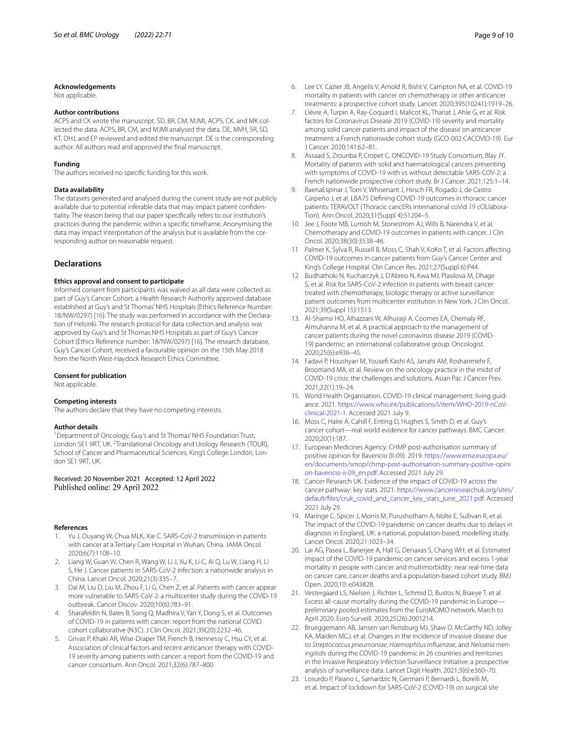**Acknowledgements**

Not applicable.

**Author contributions**

ACPS and CK wrote the manuscript. SD, BR, CM, MJMI, ACPS, CK, and MK collected the data. ACPS, BR, CM, and MJMI analysed the data. DE, MVH, SR, SD, KT, DHJ, and EP reviewed and edited the manuscript. DE is the corresponding author. All authors read and approved the final manuscript.

**Funding**

The authors received no specific funding for this work.

**Data availability**

The datasets generated and analysed during the current study are not publicly available due to potential inferable data that may impact patient confidentiality. The reason being that our paper specifically refers to our institution's practices during the pandemic within a specific timeframe. Anonymising the data may impact interpretation of the analysis but is available from the corresponding author on reasonable request.

## Declarations

**Ethics approval and consent to participate**

Informed consent from participants was waived as all data were collected as part of Guy's Cancer Cohort, a Health Research Authority approved database established at Guy's and St Thomas' NHS Hospitals (Ethics Reference Number: 18/NW/0297) [16]. The study was performed in accordance with the Declaration of Helsinki. The research protocol for data collection and analysis was approved by Guy's and St Thomas NHS Hospitals as part of Guy's Cancer Cohort (Ethics Reference number: 18/NW/0297) [16]. The research database, Guy's Cancer Cohort, received a favourable opinion on the 15th May 2018 from the North West-Haydock Research Ethics Committee.

**Consent for publication**

Not applicable.

**Competing interests**

The authors declare that they have no competing interests.

**Author details**

[1]Department of Oncology, Guy's and St Thomas' NHS Foundation Trust, London SE1 9RT, UK. [2]Translational Oncology and Urology Research (TOUR), School of Cancer and Pharmaceutical Sciences, King's College London, London SE1 9RT, UK.

Received: 20 November 2021 Accepted: 12 April 2022
Published online: 29 April 2022

**References**

1. Yu J, Ouyang W, Chua MLK, Xie C. SARS-CoV-2 transmission in patients with cancer at a Tertiary Care Hospital in Wuhan, China. JAMA Oncol. 2020;6(7):1108–10.
2. Liang W, Guan W, Chen R, Wang W, Li J, Xu K, Li C, Ai Q, Lu W, Liang H, Li S, He J. Cancer patients in SARS-CoV-2 infection: a nationwide analysis in China. Lancet Oncol. 2020;21(3):335–7.
3. Dai M, Liu D, Liu M, Zhou F, Li G, Chen Z, et al. Patients with cancer appear more vulnerable to SARS-CoV-2: a multicenter study during the COVID-19 outbreak. Cancer Discov. 2020;10(6):783–91.
4. Sharafeldin N, Bates B, Song Q, Madhira V, Yan Y, Dong S, et al. Outcomes of COVID-19 in patients with cancer: report from the national COVID cohort collaborative (N3C). J Clin Oncol. 2021;39(20):2232–46.
5. Grivas P, Khaki AR, Wise-Draper TM, French B, Hennessy C, Hsu CY, et al. Association of clinical factors and recent anticancer therapy with COVID-19 severity among patients with cancer: a report from the COVID-19 and cancer consortium. Ann Oncol. 2021;32(6):787–800.
6. Lee LY, Cazier JB, Angelis V, Arnold R, Bisht V, Campton NA, et al. COVID-19 mortality in patients with cancer on chemotherapy or other anticancer treatments: a prospective cohort study. Lancet. 2020;395(10241):1919–26.
7. Lièvre A, Turpin A, Ray-Coquard I, Malicot KL, Thariat J, Ahle G, et al. Risk factors for Coronavirus Disease 2019 (COVID-19) severity and mortality among solid cancer patients and impact of the disease on anticancer treatment: a French nationwide cohort study (GCO-002 CACOVID-19). Eur J Cancer. 2020;141:62–81.
8. Assaad S, Zrounba P, Cropet C, ONCOVID-19 Study Consortium, Blay JY. Mortality of patients with solid and haematological cancers presenting with symptoms of COVID-19 with vs without detectable SARS-COV-2: a French nationwide prospective cohort study. Br J Cancer. 2021;125:1–14.
9. BaenaEspinar J, Torri V, Whisenant J, Hirsch FR, Rogado J, de Castro Carpeño J, et al. LBA75 Defining COVID-19 outcomes in thoracic cancer patients: TERAVOLT (Thoracic cancERs international coVid 19 cOLlaboraTion). Ann Oncol. 2020;31(Suppl 4):S1204–5.
10. Jee J, Foote MB, Lumish M, Stonestrom AJ, Wills B, Narendra V, et al. Chemotherapy and COVID-19 outcomes in patients with cancer. J Clin Oncol. 2020;38(30):3538–46.
11. Palmer K, Sylva R, Russell B, Moss C, Shah V, KoKo T, et al. Factors affecting COVID-19 outcomes in cancer patients from Guy's Cancer Center and King's College Hospital. Clin Cancer Res. 2021;27(Suppl 6):P44.
12. Budhathoki N, Kucharczyk J, D'Abreo N, Kwa MJ, Plasilova M, Dhage S, et al. Risk for SARS-CoV-2 infection in patients with breast cancer treated with chemotherapy, biologic therapy or active surveillance: patient outcomes from multicenter institution in New York. J Clin Oncol. 2021;39(Suppl 15):1513.
13. Al-Shamsi HO, Alhazzani W, Alhuraiji A, Coomes EA, Chemaly RF, Almuhanna M, et al. A practical approach to the management of cancer patients during the novel coronavirus disease 2019 (COVID-19) pandemic: an international collaborative group. Oncologist. 2020;25(6):e936–45.
14. Fadavi P, Houshyari M, Yousefi Kashi AS, Jarrahi AM, Roshanmehr F, Broomand MA, et al. Review on the oncology practice in the midst of COVID-19 crisis: the challenges and solutions. Asian Pac J Cancer Prev. 2021;22(1):19–24.
15. World Health Organisation. COVID-19 clinical management: living guidance. 2021. https://www.who.int/publications/i/item/WHO-2019-nCoV-clinical-2021-1. Accessed 2021 July 9.
16. Moss C, Haire A, Cahill F, Enting D, Hughes S, Smith D, et al. Guy's cancer cohort—real world evidence for cancer pathways. BMC Cancer. 2020;20(1):187.
17. European Medicines Agency. CHMP post-authorisation summary of positive opinion for Bavencio (II-09). 2019. https://www.ema.europa.eu/en/documents/smop/chmp-post-authorisation-summary-positive-opinion-bavencio-ii-09_en.pdf. Accessed 2021 July 29.
18. Cancer Research UK. Evidence of the impact of COVID-19 across the cancer pathway: key stats. 2021. https://www.cancerresearchuk.org/sites/default/files/cruk_covid_and_cancer_key_stats_june_2021.pdf. Accessed 2021 July 29.
19. Maringe C, Spicer J, Morris M, Purushotham A, Nolte E, Sullivan R, et al. The impact of the COVID-19 pandemic on cancer deaths due to delays in diagnosis in England, UK: a national, population-based, modelling study. Lancet Oncol. 2020;21:1023–34.
20. Lai AG, Pasea L, Banerjee A, Hall G, Denaxas S, Chang WH, et al. Estimated impact of the COVID-19 pandemic on cancer services and excess 1-year mortality in people with cancer and multimorbidity: near real-time data on cancer care, cancer deaths and a population-based cohort study. BMJ Open. 2020;10: e043828.
21. Vestergaard LS, Nielsen J, Richter L, Schmid D, Bustos N, Braeye T, et al. Excess all-cause mortality during the COVID-19 pandemic in Europe—preliminary pooled estimates from the EuroMOMO network, March to April 2020. Euro Surveill. 2020;25(26):2001214.
22. Brueggemann AB, Jansen van Rensburg MJ, Shaw D, McCarthy ND, Jolley KA, Maiden MCJ, et al. Changes in the incidence of invasive disease due to *Streptococcus pneumoniae*, *Haemophilus influenzae*, and *Neisseria meningitidis* during the COVID-19 pandemic in 26 countries and territories in the Invasive Respiratory Infection Surveillance Initiative: a prospective analysis of surveillance data. Lancet Digit Health. 2021;3(6):e360–70.
23. Losurdo P, Paiano L, Samardzic N, Germani P, Bernardi L, Borelli M, et al. Impact of lockdown for SARS-CoV-2 (COVID-19) on surgical site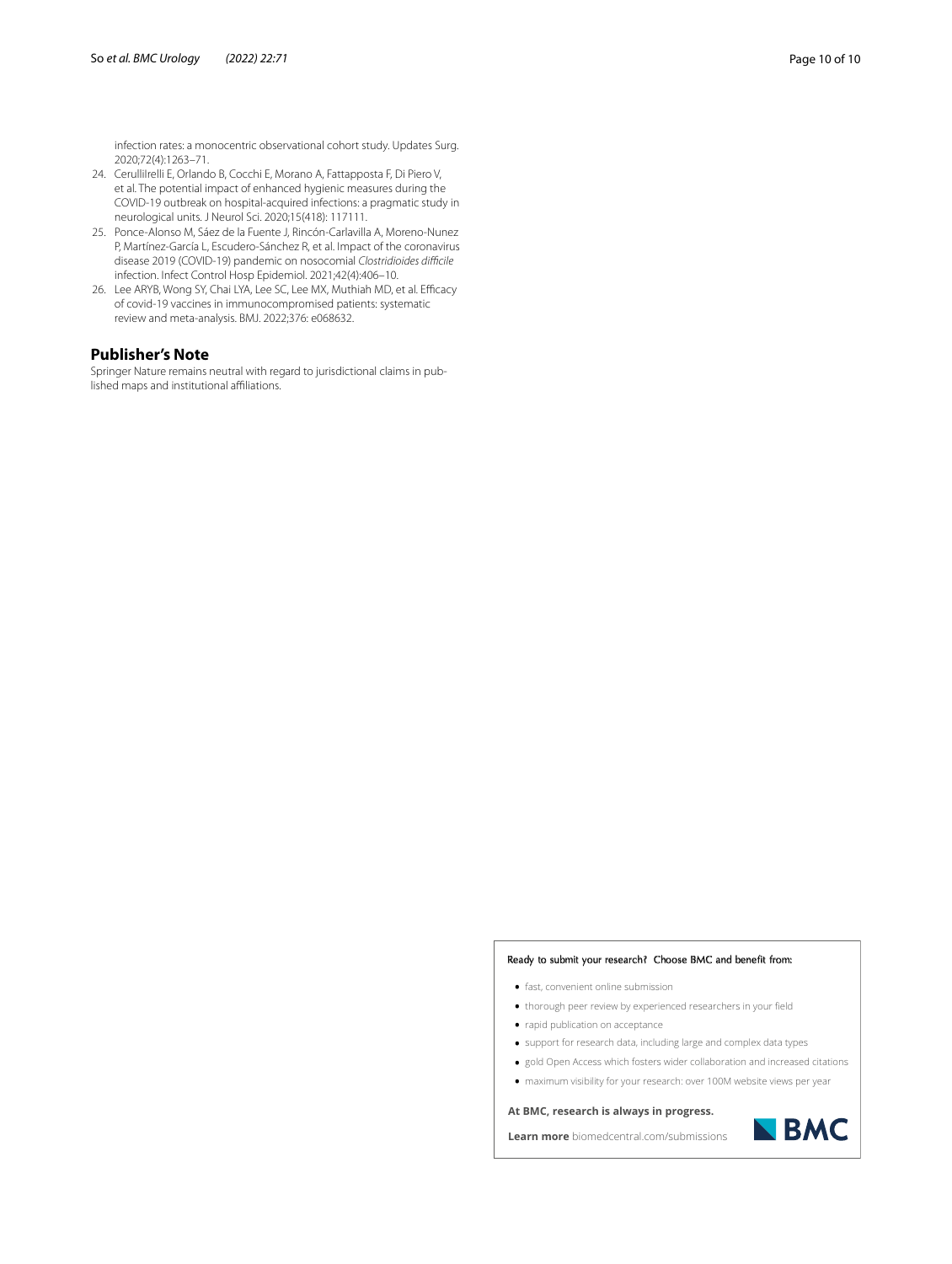infection rates: a monocentric observational cohort study. Updates Surg. 2020;72(4):1263–71.

24. Cerullilrelli E, Orlando B, Cocchi E, Morano A, Fattapposta F, Di Piero V, et al. The potential impact of enhanced hygienic measures during the COVID-19 outbreak on hospital-acquired infections: a pragmatic study in neurological units. J Neurol Sci. 2020;15(418): 117111.
25. Ponce-Alonso M, Sáez de la Fuente J, Rincón-Carlavilla A, Moreno-Nunez P, Martínez-García L, Escudero-Sánchez R, et al. Impact of the coronavirus disease 2019 (COVID-19) pandemic on nosocomial *Clostridioides difficile* infection. Infect Control Hosp Epidemiol. 2021;42(4):406–10.
26. Lee ARYB, Wong SY, Chai LYA, Lee SC, Lee MX, Muthiah MD, et al. Efficacy of covid-19 vaccines in immunocompromised patients: systematic review and meta-analysis. BMJ. 2022;376: e068632.

## Publisher's Note

Springer Nature remains neutral with regard to jurisdictional claims in published maps and institutional affiliations.

Ready to submit your research? Choose BMC and benefit from:

- fast, convenient online submission
- thorough peer review by experienced researchers in your field
- rapid publication on acceptance
- support for research data, including large and complex data types
- gold Open Access which fosters wider collaboration and increased citations
- maximum visibility for your research: over 100M website views per year

**At BMC, research is always in progress.**

**Learn more** biomedcentral.com/submissions

BMC